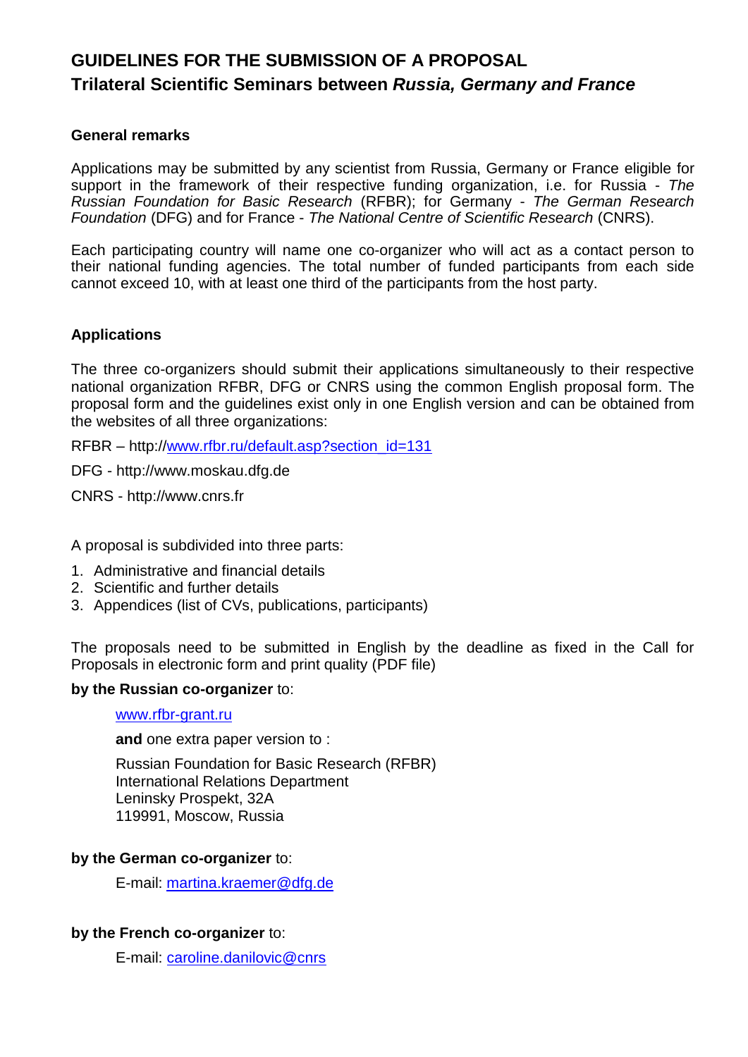# GUIDELINES FOR THE SUBMISSION OF A PROPOSAL

## Trilateral Scientific Seminars between *Russia, Germany and France*

### General remarks

Applications may be submitted by any scientist from Russia, Germany or France eligible for support in the framework of their respective funding organization, i.e. for Russia - *The Russian Foundation for Basic Research* (RFBR); for Germany - *The German Research Foundation* (DFG) and for France - *The National Centre of Scientific Research* (CNRS).

Each participating country will name one co-organizer who will act as a contact person to their national funding agencies. The total number of funded participants from each side cannot exceed 10, with at least one third of the participants from the host party.

### Applications

The three co-organizers should submit their applications simultaneously to their respective national organization RFBR, DFG or CNRS using the common English proposal form. The proposal form and the guidelines exist only in one English version and can be obtained from the websites of all three organizations:

RFBR – http://www.rfbr.ru/default.asp?section_id=131

DFG - http://www.moskau.dfg.de

CNRS - http://www.cnrs.fr

A proposal is subdivided into three parts:

1. Administrative and financial details
2. Scientific and further details
3. Appendices (list of CVs, publications, participants)

The proposals need to be submitted in English by the deadline as fixed in the Call for Proposals in electronic form and print quality (PDF file)

**by the Russian co-organizer** to:

> www.rfbr-grant.ru
>
> **and** one extra paper version to :
>
> Russian Foundation for Basic Research (RFBR)
> International Relations Department
> Leninsky Prospekt, 32A
> 119991, Moscow, Russia

**by the German co-organizer** to:

> E-mail: martina.kraemer@dfg.de

**by the French co-organizer** to:

> E-mail: caroline.danilovic@cnrs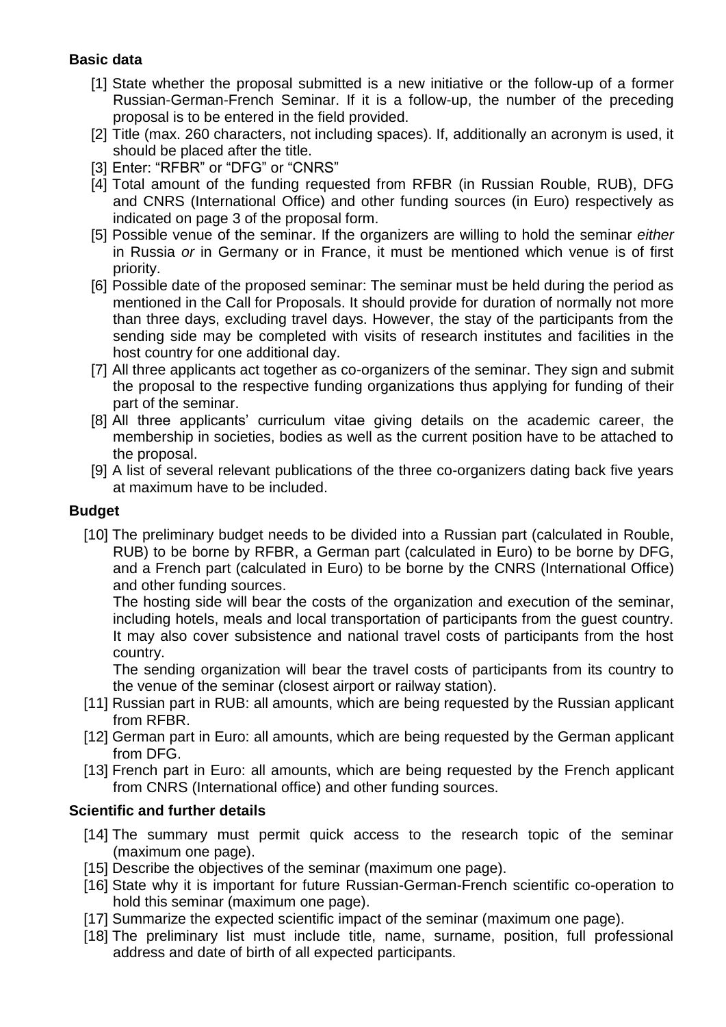### Basic data

[1] State whether the proposal submitted is a new initiative or the follow-up of a former Russian-German-French Seminar. If it is a follow-up, the number of the preceding proposal is to be entered in the field provided.

[2] Title (max. 260 characters, not including spaces). If, additionally an acronym is used, it should be placed after the title.

[3] Enter: "RFBR" or "DFG" or "CNRS"

[4] Total amount of the funding requested from RFBR (in Russian Rouble, RUB), DFG and CNRS (International Office) and other funding sources (in Euro) respectively as indicated on page 3 of the proposal form.

[5] Possible venue of the seminar. If the organizers are willing to hold the seminar *either* in Russia *or* in Germany or in France, it must be mentioned which venue is of first priority.

[6] Possible date of the proposed seminar: The seminar must be held during the period as mentioned in the Call for Proposals. It should provide for duration of normally not more than three days, excluding travel days. However, the stay of the participants from the sending side may be completed with visits of research institutes and facilities in the host country for one additional day.

[7] All three applicants act together as co-organizers of the seminar. They sign and submit the proposal to the respective funding organizations thus applying for funding of their part of the seminar.

[8] All three applicants' curriculum vitae giving details on the academic career, the membership in societies, bodies as well as the current position have to be attached to the proposal.

[9] A list of several relevant publications of the three co-organizers dating back five years at maximum have to be included.

### Budget

[10] The preliminary budget needs to be divided into a Russian part (calculated in Rouble, RUB) to be borne by RFBR, a German part (calculated in Euro) to be borne by DFG, and a French part (calculated in Euro) to be borne by the CNRS (International Office) and other funding sources.

The hosting side will bear the costs of the organization and execution of the seminar, including hotels, meals and local transportation of participants from the guest country. It may also cover subsistence and national travel costs of participants from the host country.

The sending organization will bear the travel costs of participants from its country to the venue of the seminar (closest airport or railway station).

[11] Russian part in RUB: all amounts, which are being requested by the Russian applicant from RFBR.

[12] German part in Euro: all amounts, which are being requested by the German applicant from DFG.

[13] French part in Euro: all amounts, which are being requested by the French applicant from CNRS (International office) and other funding sources.

### Scientific and further details

[14] The summary must permit quick access to the research topic of the seminar (maximum one page).

[15] Describe the objectives of the seminar (maximum one page).

[16] State why it is important for future Russian-German-French scientific co-operation to hold this seminar (maximum one page).

[17] Summarize the expected scientific impact of the seminar (maximum one page).

[18] The preliminary list must include title, name, surname, position, full professional address and date of birth of all expected participants.